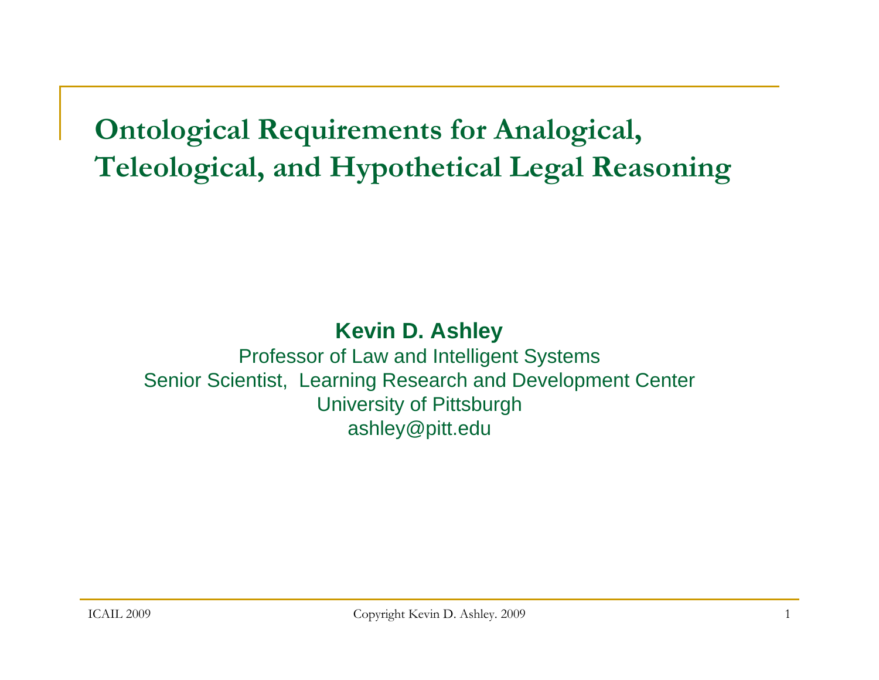# Ontological Requirements for Analogical, Teleological, and Hypothetical Legal Reasoning

**Kevin D. Ashley**

Professor of Law and Intelligent Systems

Senior Scientist, Learning Research and Development Center

University of Pittsburgh

ashley@pitt.edu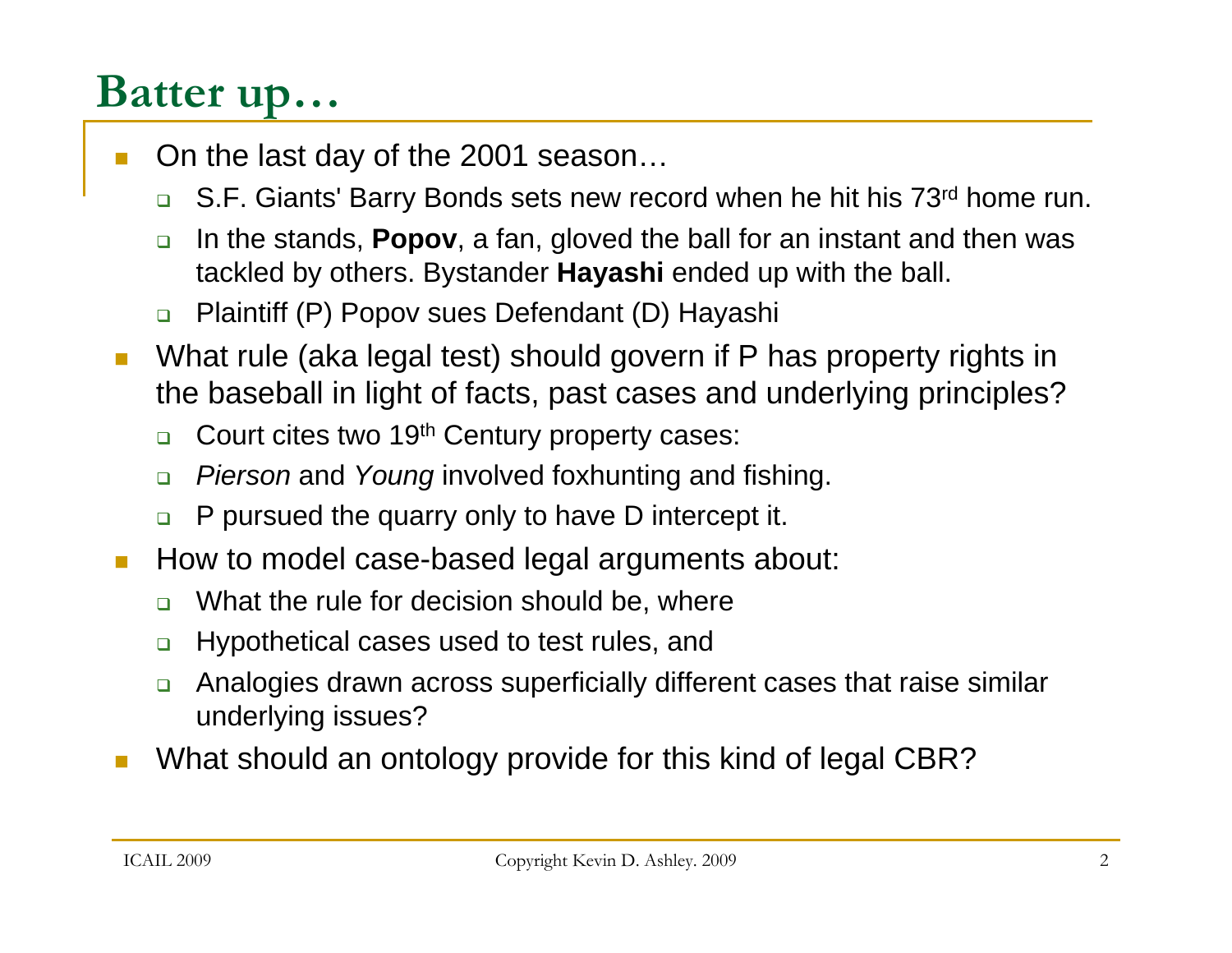# Batter up…

- On the last day of the 2001 season…
  - S.F. Giants' Barry Bonds sets new record when he hit his 73rd home run.
  - In the stands, **Popov**, a fan, gloved the ball for an instant and then was tackled by others. Bystander **Hayashi** ended up with the ball.
  - Plaintiff (P) Popov sues Defendant (D) Hayashi
- What rule (aka legal test) should govern if P has property rights in the baseball in light of facts, past cases and underlying principles?
  - Court cites two 19th Century property cases:
  - *Pierson* and *Young* involved foxhunting and fishing.
  - P pursued the quarry only to have D intercept it.
- How to model case-based legal arguments about:
  - What the rule for decision should be, where
  - Hypothetical cases used to test rules, and
  - Analogies drawn across superficially different cases that raise similar underlying issues?
- What should an ontology provide for this kind of legal CBR?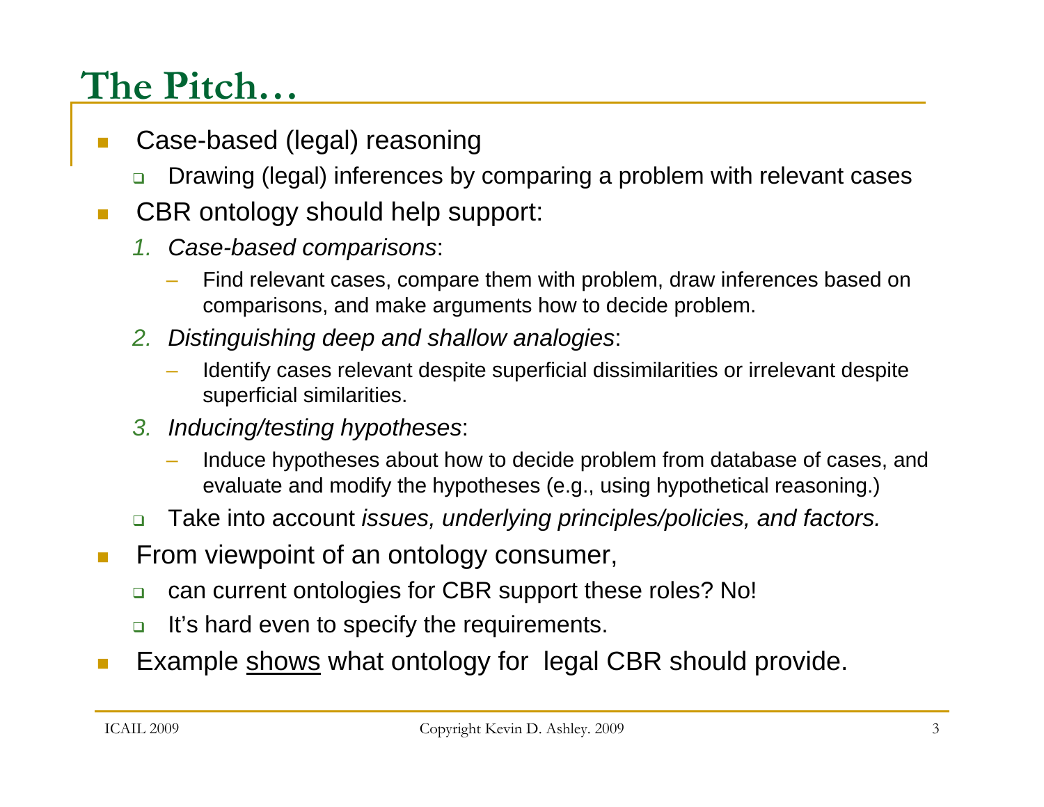# The Pitch…

- Case-based (legal) reasoning
  - Drawing (legal) inferences by comparing a problem with relevant cases
- CBR ontology should help support:
  1. *Case-based comparisons*:
     - Find relevant cases, compare them with problem, draw inferences based on comparisons, and make arguments how to decide problem.
  2. *Distinguishing deep and shallow analogies*:
     - Identify cases relevant despite superficial dissimilarities or irrelevant despite superficial similarities.
  3. *Inducing/testing hypotheses*:
     - Induce hypotheses about how to decide problem from database of cases, and evaluate and modify the hypotheses (e.g., using hypothetical reasoning.)
  - Take into account *issues, underlying principles/policies, and factors.*
- From viewpoint of an ontology consumer,
  - can current ontologies for CBR support these roles? No!
  - It's hard even to specify the requirements.
- Example <u>shows</u> what ontology for legal CBR should provide.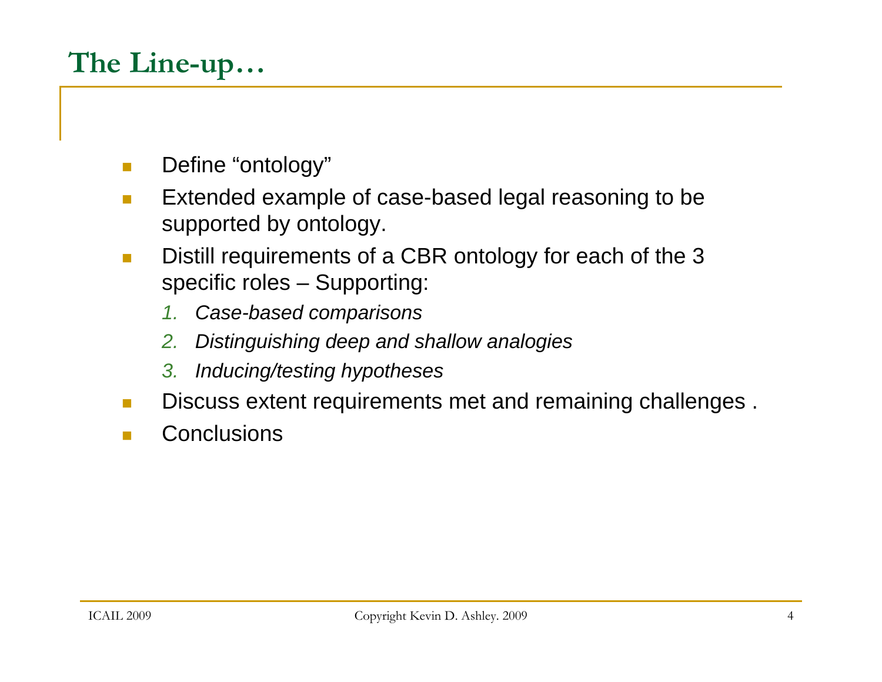# The Line-up…

- Define "ontology"
- Extended example of case-based legal reasoning to be supported by ontology.
- Distill requirements of a CBR ontology for each of the 3 specific roles – Supporting:
  1. *Case-based comparisons*
  2. *Distinguishing deep and shallow analogies*
  3. *Inducing/testing hypotheses*
- Discuss extent requirements met and remaining challenges .
- Conclusions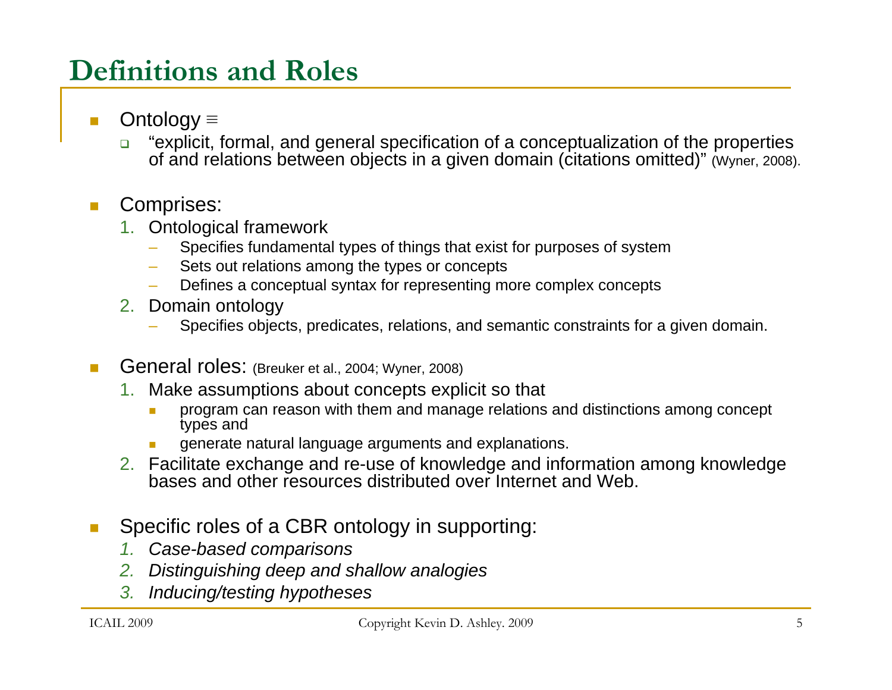# Definitions and Roles

- Ontology ≡
  - "explicit, formal, and general specification of a conceptualization of the properties of and relations between objects in a given domain (citations omitted)" (Wyner, 2008).

- Comprises:
  1. Ontological framework
     - Specifies fundamental types of things that exist for purposes of system
     - Sets out relations among the types or concepts
     - Defines a conceptual syntax for representing more complex concepts
  2. Domain ontology
     - Specifies objects, predicates, relations, and semantic constraints for a given domain.

- General roles: (Breuker et al., 2004; Wyner, 2008)
  1. Make assumptions about concepts explicit so that
     - program can reason with them and manage relations and distinctions among concept types and
     - generate natural language arguments and explanations.
  2. Facilitate exchange and re-use of knowledge and information among knowledge bases and other resources distributed over Internet and Web.

- Specific roles of a CBR ontology in supporting:
  1. *Case-based comparisons*
  2. *Distinguishing deep and shallow analogies*
  3. *Inducing/testing hypotheses*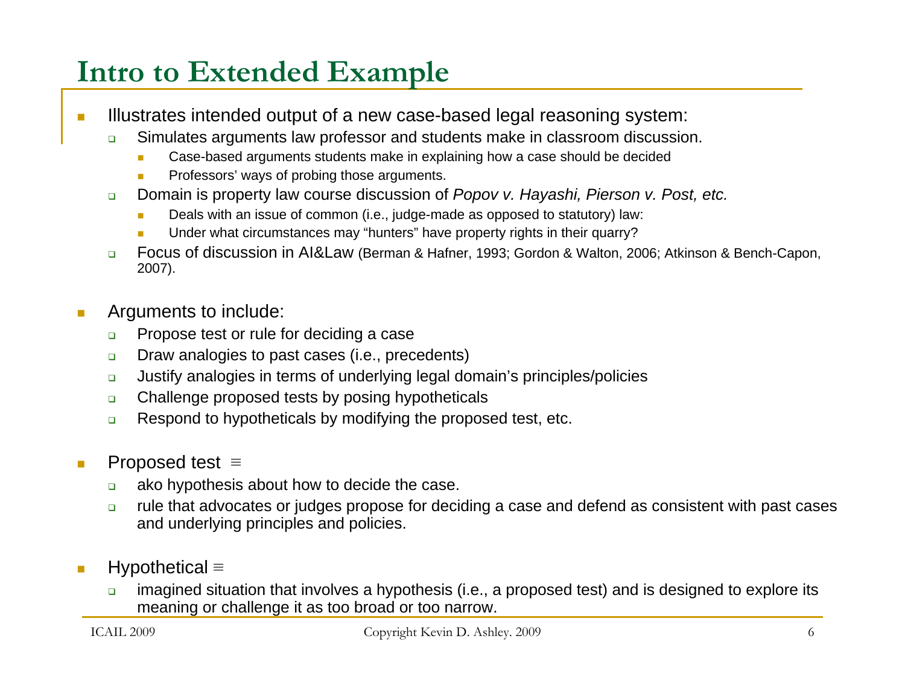# Intro to Extended Example

- Illustrates intended output of a new case-based legal reasoning system:
  - Simulates arguments law professor and students make in classroom discussion.
    - Case-based arguments students make in explaining how a case should be decided
    - Professors' ways of probing those arguments.
  - Domain is property law course discussion of *Popov v. Hayashi, Pierson v. Post, etc.*
    - Deals with an issue of common (i.e., judge-made as opposed to statutory) law:
    - Under what circumstances may "hunters" have property rights in their quarry?
  - Focus of discussion in AI&Law (Berman & Hafner, 1993; Gordon & Walton, 2006; Atkinson & Bench-Capon, 2007).

- Arguments to include:
  - Propose test or rule for deciding a case
  - Draw analogies to past cases (i.e., precedents)
  - Justify analogies in terms of underlying legal domain's principles/policies
  - Challenge proposed tests by posing hypotheticals
  - Respond to hypotheticals by modifying the proposed test, etc.

- Proposed test ≡
  - ako hypothesis about how to decide the case.
  - rule that advocates or judges propose for deciding a case and defend as consistent with past cases and underlying principles and policies.

- Hypothetical ≡
  - imagined situation that involves a hypothesis (i.e., a proposed test) and is designed to explore its meaning or challenge it as too broad or too narrow.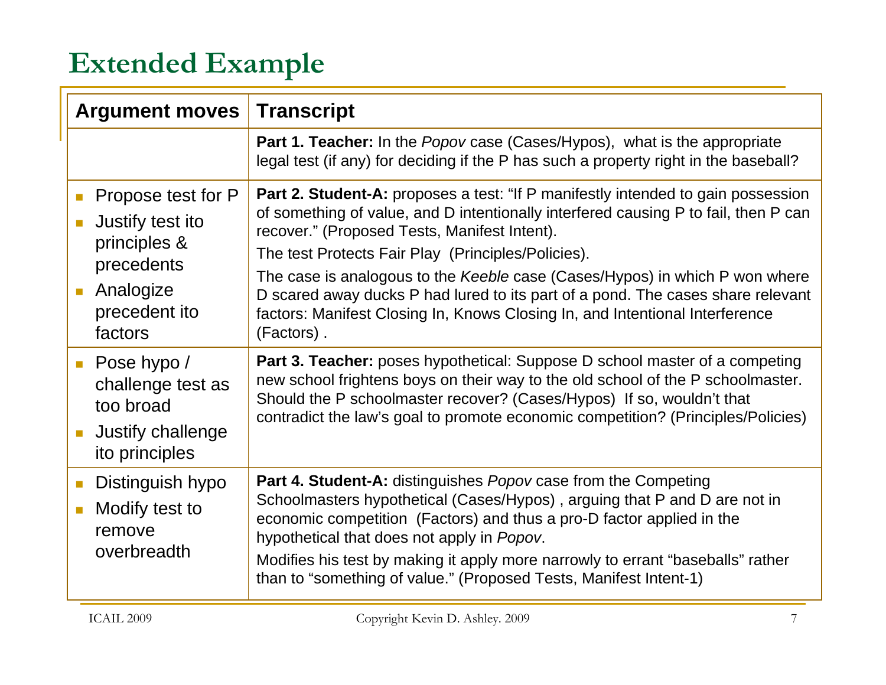# Extended Example

| Argument moves | Transcript |
| --- | --- |
| | **Part 1. Teacher:** In the *Popov* case (Cases/Hypos), what is the appropriate legal test (if any) for deciding if the P has such a property right in the baseball? |
| • Propose test for P<br>• Justify test ito principles & precedents<br>• Analogize precedent ito factors | **Part 2. Student-A:** proposes a test: "If P manifestly intended to gain possession of something of value, and D intentionally interfered causing P to fail, then P can recover." (Proposed Tests, Manifest Intent).<br>The test Protects Fair Play (Principles/Policies).<br>The case is analogous to the *Keeble* case (Cases/Hypos) in which P won where D scared away ducks P had lured to its part of a pond. The cases share relevant factors: Manifest Closing In, Knows Closing In, and Intentional Interference (Factors) . |
| • Pose hypo / challenge test as too broad<br>• Justify challenge ito principles | **Part 3. Teacher:** poses hypothetical: Suppose D school master of a competing new school frightens boys on their way to the old school of the P schoolmaster. Should the P schoolmaster recover? (Cases/Hypos) If so, wouldn't that contradict the law's goal to promote economic competition? (Principles/Policies) |
| • Distinguish hypo<br>• Modify test to remove overbreadth | **Part 4. Student-A:** distinguishes *Popov* case from the Competing Schoolmasters hypothetical (Cases/Hypos) , arguing that P and D are not in economic competition (Factors) and thus a pro-D factor applied in the hypothetical that does not apply in *Popov*.<br>Modifies his test by making it apply more narrowly to errant "baseballs" rather than to "something of value." (Proposed Tests, Manifest Intent-1) |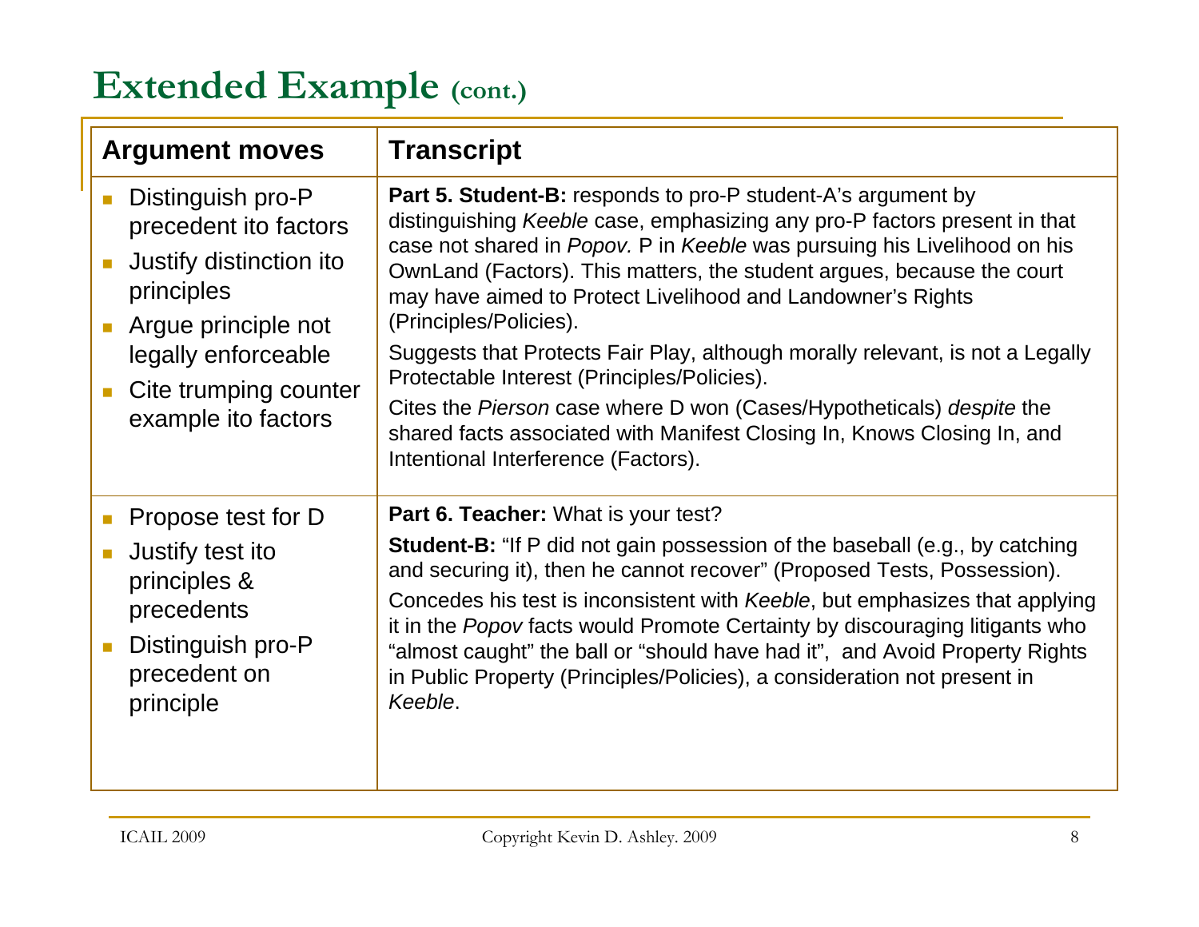# Extended Example (cont.)

| Argument moves | Transcript |
|---|---|
| - Distinguish pro-P precedent ito factors<br>- Justify distinction ito principles<br>- Argue principle not legally enforceable<br>- Cite trumping counter example ito factors | **Part 5. Student-B:** responds to pro-P student-A's argument by distinguishing *Keeble* case, emphasizing any pro-P factors present in that case not shared in *Popov.* P in *Keeble* was pursuing his Livelihood on his OwnLand (Factors). This matters, the student argues, because the court may have aimed to Protect Livelihood and Landowner's Rights (Principles/Policies).<br>Suggests that Protects Fair Play, although morally relevant, is not a Legally Protectable Interest (Principles/Policies).<br>Cites the *Pierson* case where D won (Cases/Hypotheticals) *despite* the shared facts associated with Manifest Closing In, Knows Closing In, and Intentional Interference (Factors). |
| - Propose test for D<br>- Justify test ito principles & precedents<br>- Distinguish pro-P precedent on principle | **Part 6. Teacher:** What is your test?<br>**Student-B:** "If P did not gain possession of the baseball (e.g., by catching and securing it), then he cannot recover" (Proposed Tests, Possession).<br>Concedes his test is inconsistent with *Keeble*, but emphasizes that applying it in the *Popov* facts would Promote Certainty by discouraging litigants who "almost caught" the ball or "should have had it", and Avoid Property Rights in Public Property (Principles/Policies), a consideration not present in *Keeble*. |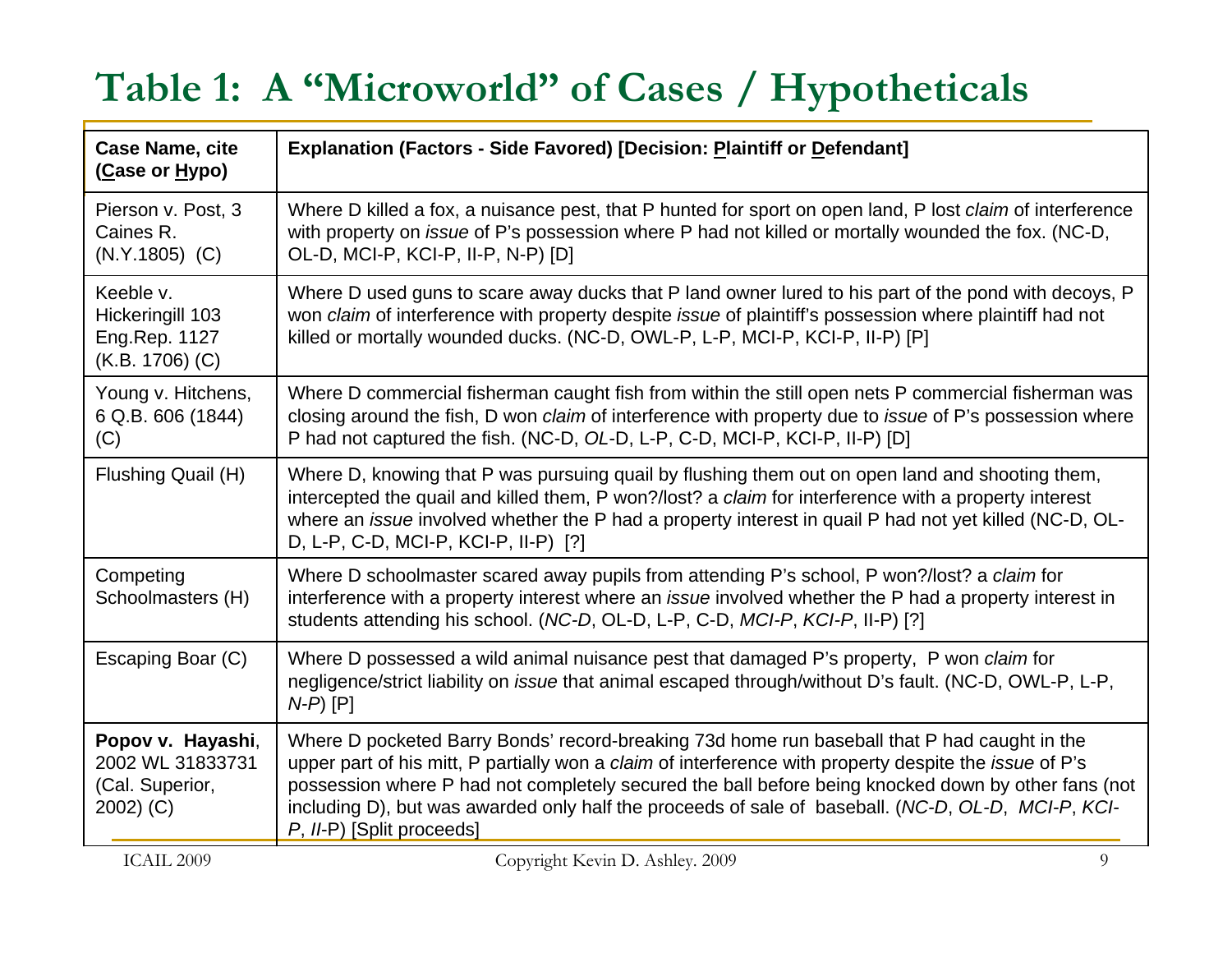# Table 1: A "Microworld" of Cases / Hypotheticals

| Case Name, cite (<u>C</u>ase or <u>H</u>ypo) | Explanation (Factors - Side Favored) [Decision: <u>P</u>laintiff or <u>D</u>efendant] |
|---|---|
| Pierson v. Post, 3 Caines R. (N.Y.1805) (C) | Where D killed a fox, a nuisance pest, that P hunted for sport on open land, P lost *claim* of interference with property on *issue* of P's possession where P had not killed or mortally wounded the fox. (NC-D, OL-D, MCI-P, KCI-P, II-P, N-P) [D] |
| Keeble v. Hickeringill 103 Eng.Rep. 1127 (K.B. 1706) (C) | Where D used guns to scare away ducks that P land owner lured to his part of the pond with decoys, P won *claim* of interference with property despite *issue* of plaintiff's possession where plaintiff had not killed or mortally wounded ducks. (NC-D, OWL-P, L-P, MCI-P, KCI-P, II-P) [P] |
| Young v. Hitchens, 6 Q.B. 606 (1844) (C) | Where D commercial fisherman caught fish from within the still open nets P commercial fisherman was closing around the fish, D won *claim* of interference with property due to *issue* of P's possession where P had not captured the fish. (NC-D, *OL*-D, L-P, C-D, MCI-P, KCI-P, II-P) [D] |
| Flushing Quail (H) | Where D, knowing that P was pursuing quail by flushing them out on open land and shooting them, intercepted the quail and killed them, P won?/lost? a *claim* for interference with a property interest where an *issue* involved whether the P had a property interest in quail P had not yet killed (NC-D, OL-D, L-P, C-D, MCI-P, KCI-P, II-P) [?] |
| Competing Schoolmasters (H) | Where D schoolmaster scared away pupils from attending P's school, P won?/lost? a *claim* for interference with a property interest where an *issue* involved whether the P had a property interest in students attending his school. (*NC-D*, OL-D, L-P, C-D, *MCI-P*, *KCI-P*, II-P) [?] |
| Escaping Boar (C) | Where D possessed a wild animal nuisance pest that damaged P's property, P won *claim* for negligence/strict liability on *issue* that animal escaped through/without D's fault. (NC-D, OWL-P, L-P, *N-P*) [P] |
| **Popov v. Hayashi**, 2002 WL 31833731 (Cal. Superior, 2002) (C) | Where D pocketed Barry Bonds' record-breaking 73d home run baseball that P had caught in the upper part of his mitt, P partially won a *claim* of interference with property despite the *issue* of P's possession where P had not completely secured the ball before being knocked down by other fans (not including D), but was awarded only half the proceeds of sale of baseball. (*NC-D*, *OL-D*, *MCI-P*, *KCI-P*, *II*-P) [Split proceeds] |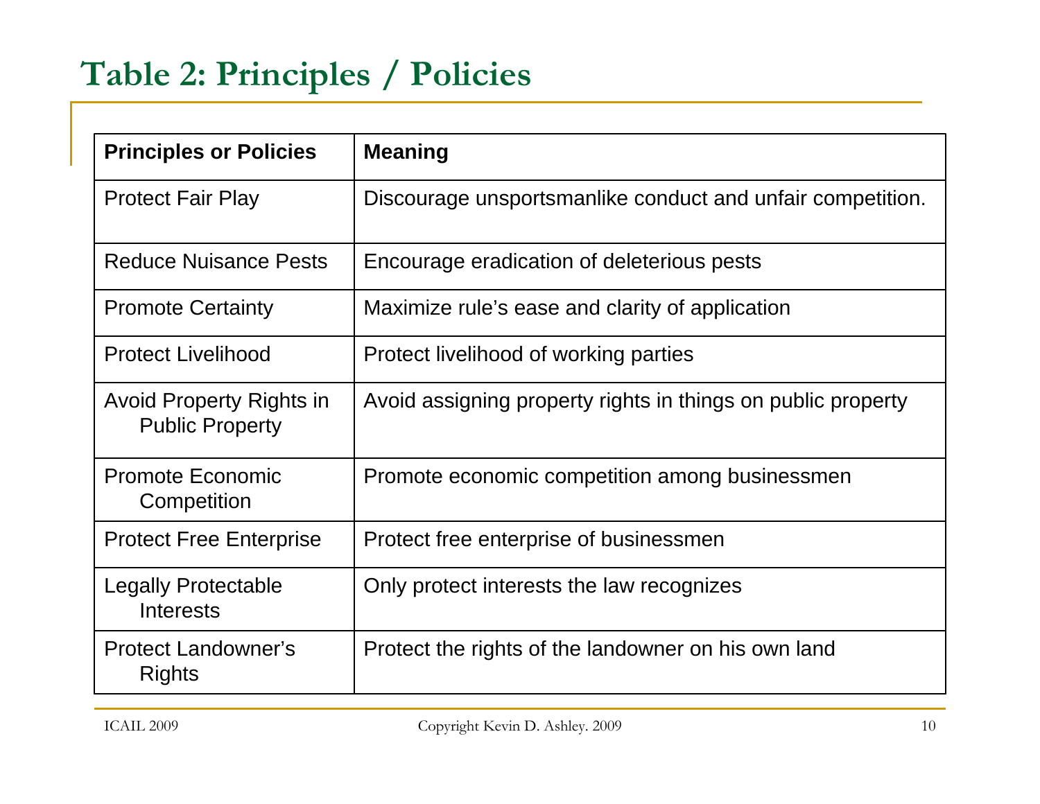# Table 2: Principles / Policies

| Principles or Policies | Meaning |
|---|---|
| Protect Fair Play | Discourage unsportsmanlike conduct and unfair competition. |
| Reduce Nuisance Pests | Encourage eradication of deleterious pests |
| Promote Certainty | Maximize rule's ease and clarity of application |
| Protect Livelihood | Protect livelihood of working parties |
| Avoid Property Rights in Public Property | Avoid assigning property rights in things on public property |
| Promote Economic Competition | Promote economic competition among businessmen |
| Protect Free Enterprise | Protect free enterprise of businessmen |
| Legally Protectable Interests | Only protect interests the law recognizes |
| Protect Landowner's Rights | Protect the rights of the landowner on his own land |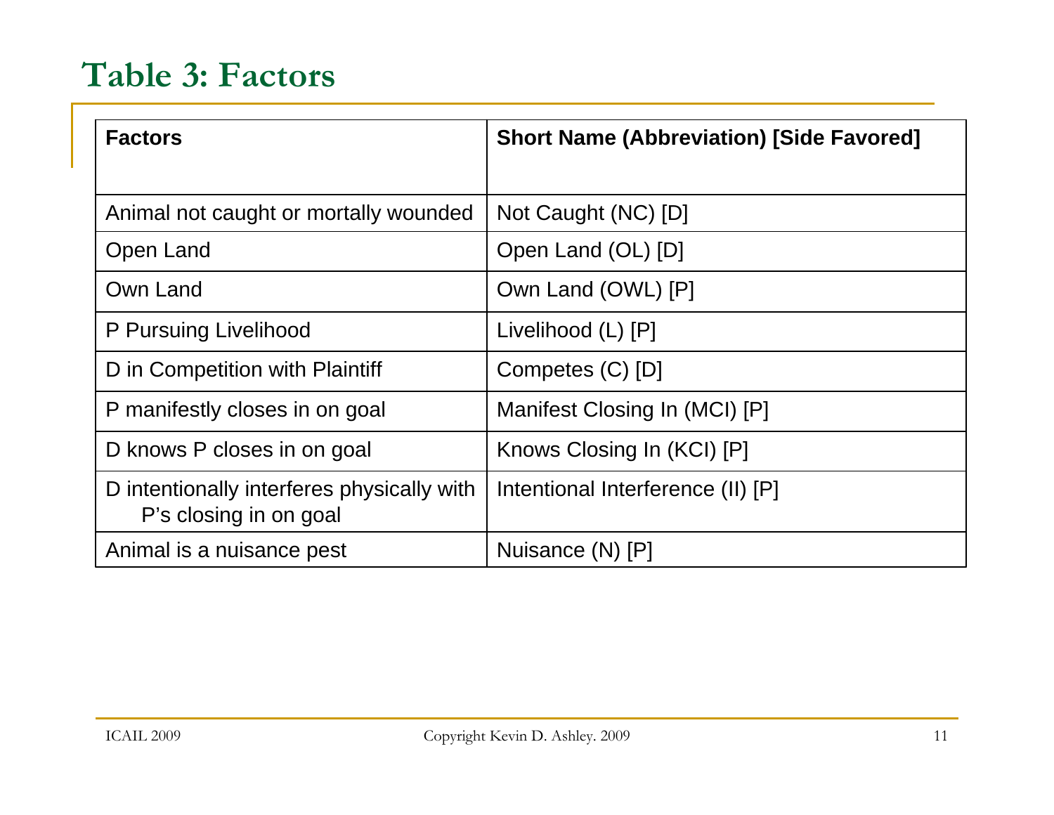# Table 3: Factors

| Factors | Short Name (Abbreviation) [Side Favored] |
|---|---|
| Animal not caught or mortally wounded | Not Caught (NC) [D] |
| Open Land | Open Land (OL) [D] |
| Own Land | Own Land (OWL) [P] |
| P Pursuing Livelihood | Livelihood (L) [P] |
| D in Competition with Plaintiff | Competes (C) [D] |
| P manifestly closes in on goal | Manifest Closing In (MCI) [P] |
| D knows P closes in on goal | Knows Closing In (KCI) [P] |
| D intentionally interferes physically with P's closing in on goal | Intentional Interference (II) [P] |
| Animal is a nuisance pest | Nuisance (N) [P] |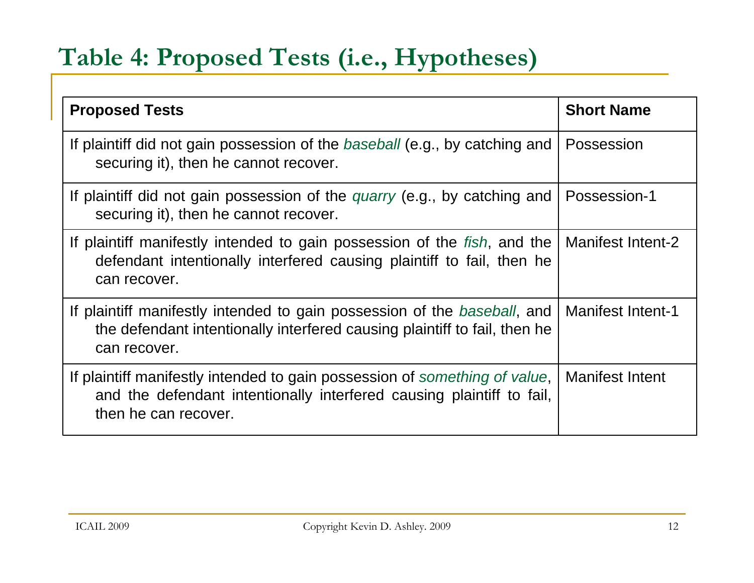# Table 4: Proposed Tests (i.e., Hypotheses)

| Proposed Tests | Short Name |
|---|---|
| If plaintiff did not gain possession of the *baseball* (e.g., by catching and securing it), then he cannot recover. | Possession |
| If plaintiff did not gain possession of the *quarry* (e.g., by catching and securing it), then he cannot recover. | Possession-1 |
| If plaintiff manifestly intended to gain possession of the *fish*, and the defendant intentionally interfered causing plaintiff to fail, then he can recover. | Manifest Intent-2 |
| If plaintiff manifestly intended to gain possession of the *baseball*, and the defendant intentionally interfered causing plaintiff to fail, then he can recover. | Manifest Intent-1 |
| If plaintiff manifestly intended to gain possession of *something of value*, and the defendant intentionally interfered causing plaintiff to fail, then he can recover. | Manifest Intent |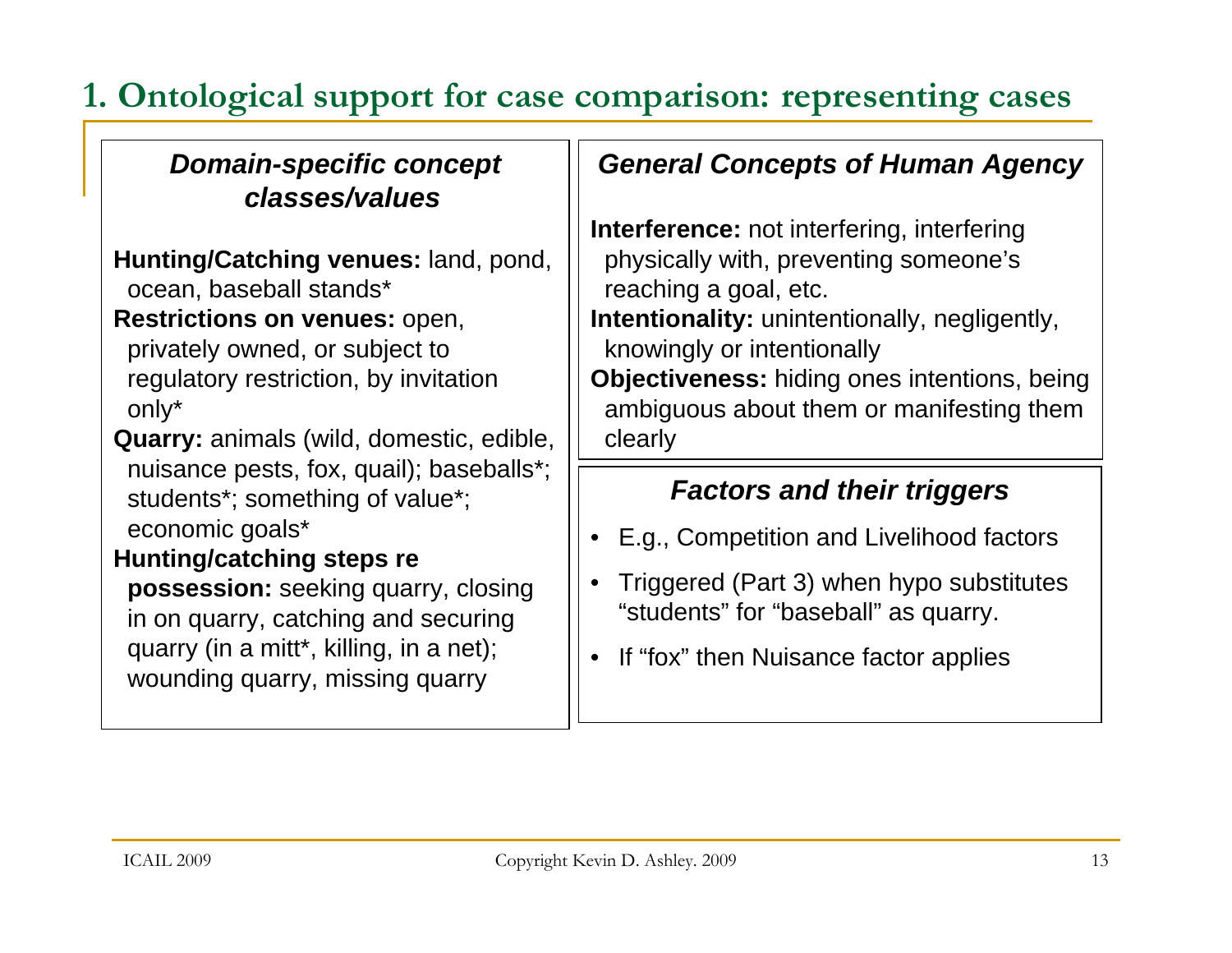# 1. Ontological support for case comparison: representing cases

### *Domain-specific concept classes/values*

**Hunting/Catching venues:** land, pond, ocean, baseball stands*

**Restrictions on venues:** open, privately owned, or subject to regulatory restriction, by invitation only*

**Quarry:** animals (wild, domestic, edible, nuisance pests, fox, quail); baseballs*; students*; something of value*; economic goals*

**Hunting/catching steps re possession:** seeking quarry, closing in on quarry, catching and securing quarry (in a mitt*, killing, in a net); wounding quarry, missing quarry

### *General Concepts of Human Agency*

**Interference:** not interfering, interfering physically with, preventing someone's reaching a goal, etc.

**Intentionality:** unintentionally, negligently, knowingly or intentionally

**Objectiveness:** hiding ones intentions, being ambiguous about them or manifesting them clearly

### *Factors and their triggers*

- E.g., Competition and Livelihood factors
- Triggered (Part 3) when hypo substitutes "students" for "baseball" as quarry.
- If "fox" then Nuisance factor applies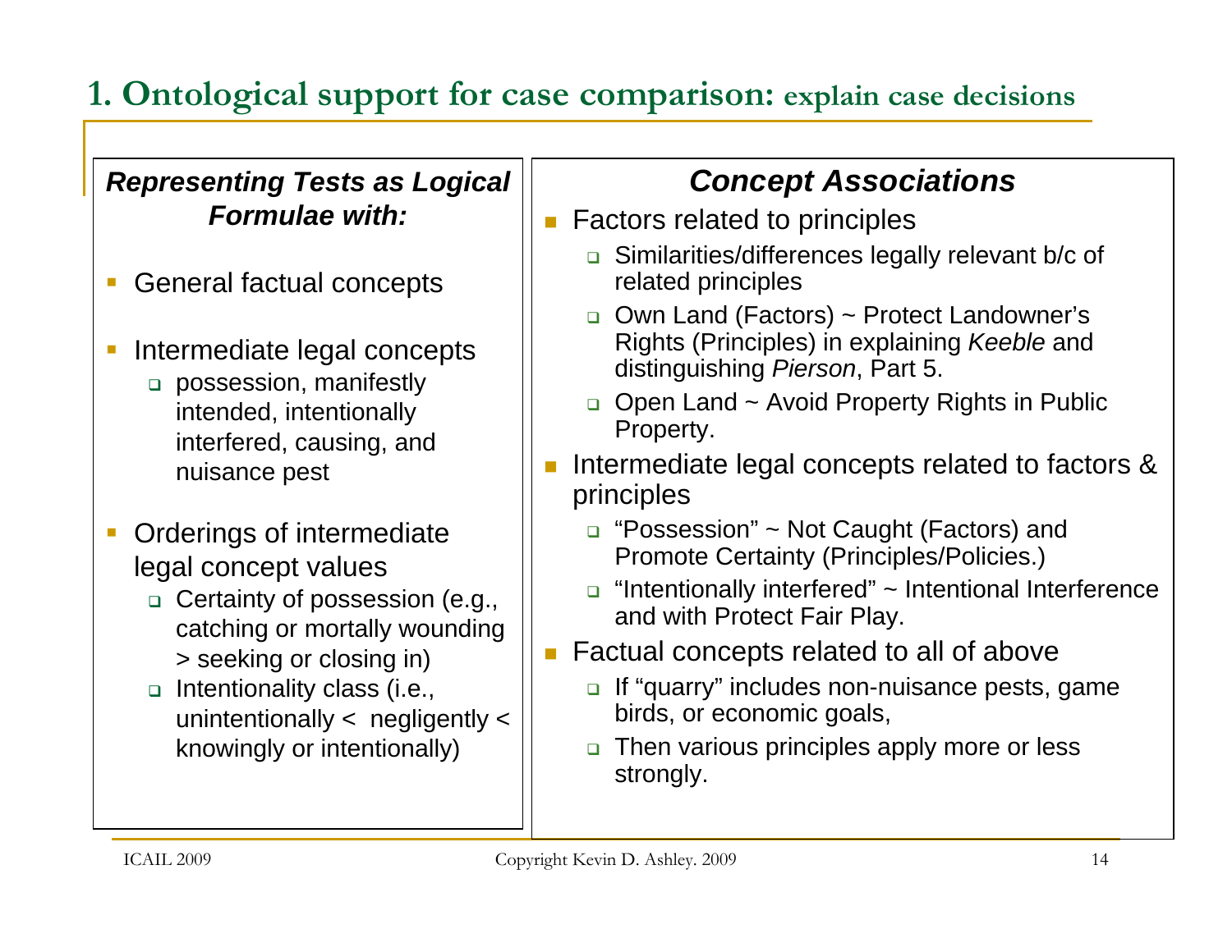# 1. Ontological support for case comparison: explain case decisions

### *Representing Tests as Logical Formulae with:*

- General factual concepts
- Intermediate legal concepts
  - possession, manifestly intended, intentionally interfered, causing, and nuisance pest
- Orderings of intermediate legal concept values
  - Certainty of possession (e.g., catching or mortally wounding > seeking or closing in)
  - Intentionality class (i.e., unintentionally < negligently < knowingly or intentionally)

### *Concept Associations*

- Factors related to principles
  - Similarities/differences legally relevant b/c of related principles
  - Own Land (Factors) ~ Protect Landowner's Rights (Principles) in explaining *Keeble* and distinguishing *Pierson*, Part 5.
  - Open Land ~ Avoid Property Rights in Public Property.
- Intermediate legal concepts related to factors & principles
  - "Possession" ~ Not Caught (Factors) and Promote Certainty (Principles/Policies.)
  - "Intentionally interfered" ~ Intentional Interference and with Protect Fair Play.
- Factual concepts related to all of above
  - If "quarry" includes non-nuisance pests, game birds, or economic goals,
  - Then various principles apply more or less strongly.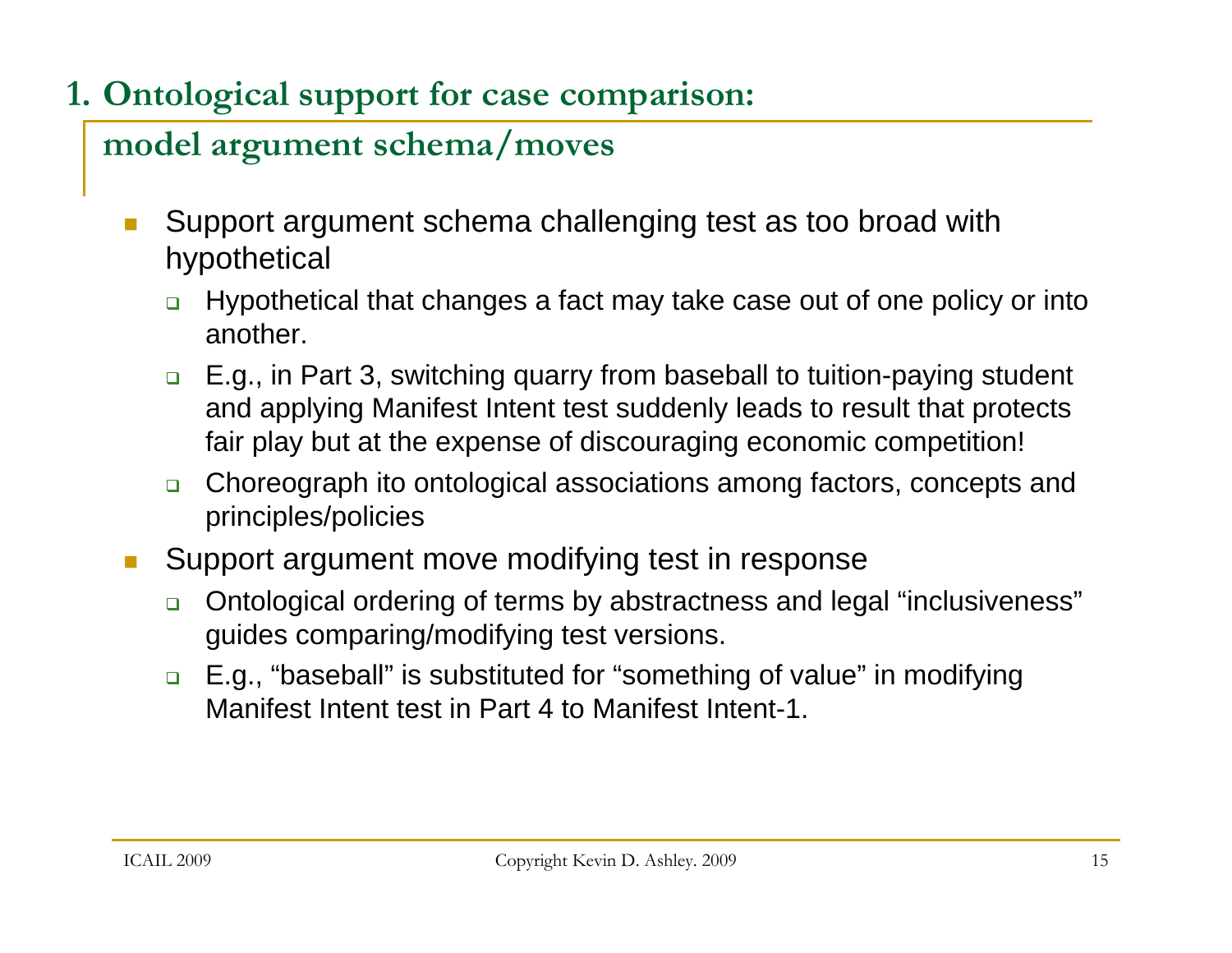# 1. Ontological support for case comparison:

## model argument schema/moves

- Support argument schema challenging test as too broad with hypothetical
  - Hypothetical that changes a fact may take case out of one policy or into another.
  - E.g., in Part 3, switching quarry from baseball to tuition-paying student and applying Manifest Intent test suddenly leads to result that protects fair play but at the expense of discouraging economic competition!
  - Choreograph ito ontological associations among factors, concepts and principles/policies
- Support argument move modifying test in response
  - Ontological ordering of terms by abstractness and legal “inclusiveness” guides comparing/modifying test versions.
  - E.g., “baseball” is substituted for “something of value” in modifying Manifest Intent test in Part 4 to Manifest Intent-1.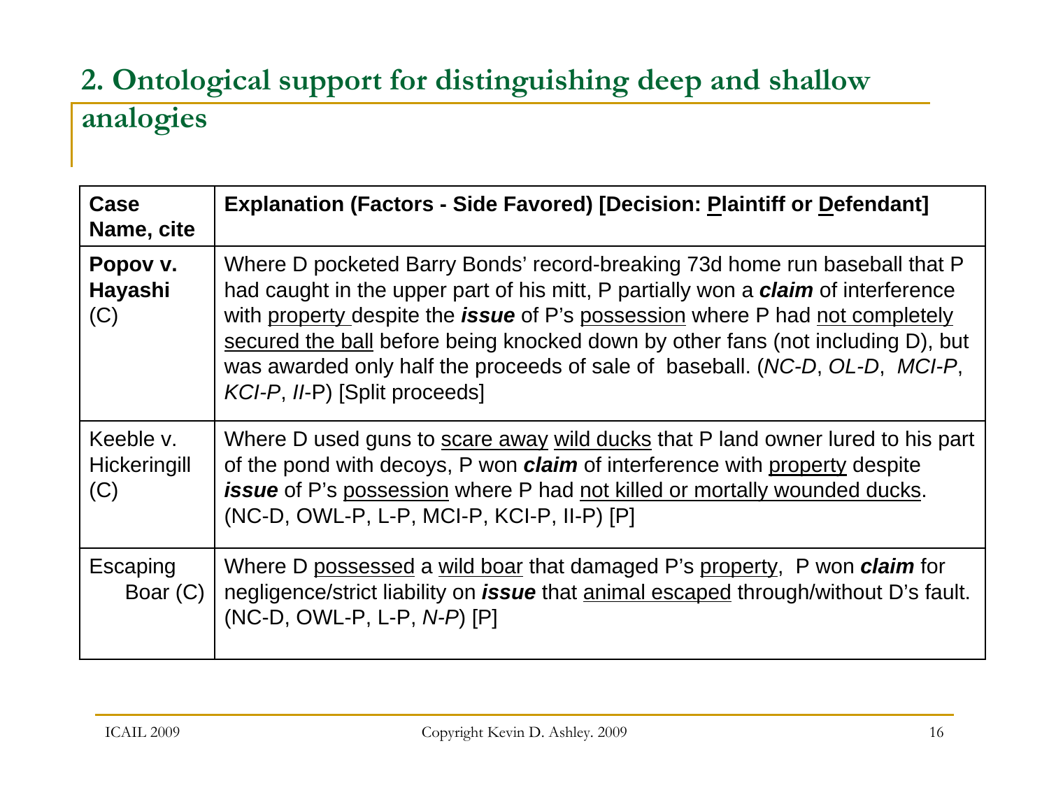## 2. Ontological support for distinguishing deep and shallow analogies

| Case Name, cite | Explanation (Factors - Side Favored) [Decision: <u>P</u>laintiff or <u>D</u>efendant] |
|---|---|
| **Popov v. Hayashi** (C) | Where D pocketed Barry Bonds' record-breaking 73d home run baseball that P had caught in the upper part of his mitt, P partially won a ***claim*** of interference with <u>property</u> despite the ***issue*** of P's <u>possession</u> where P had <u>not completely secured the ball</u> before being knocked down by other fans (not including D), but was awarded only half the proceeds of sale of baseball. (*NC-D*, *OL-D*, *MCI-P*, *KCI-P*, *II*-P) [Split proceeds] |
| Keeble v. Hickeringill (C) | Where D used guns to <u>scare away</u> <u>wild ducks</u> that P land owner lured to his part of the pond with decoys, P won ***claim*** of interference with <u>property</u> despite ***issue*** of P's <u>possession</u> where P had <u>not killed or mortally wounded ducks</u>. (NC-D, OWL-P, L-P, MCI-P, KCI-P, II-P) [P] |
| Escaping Boar (C) | Where D <u>possessed</u> a <u>wild boar</u> that damaged P's <u>property</u>, P won ***claim*** for negligence/strict liability on ***issue*** that <u>animal escaped</u> through/without D's fault. (NC-D, OWL-P, L-P, *N-P*) [P] |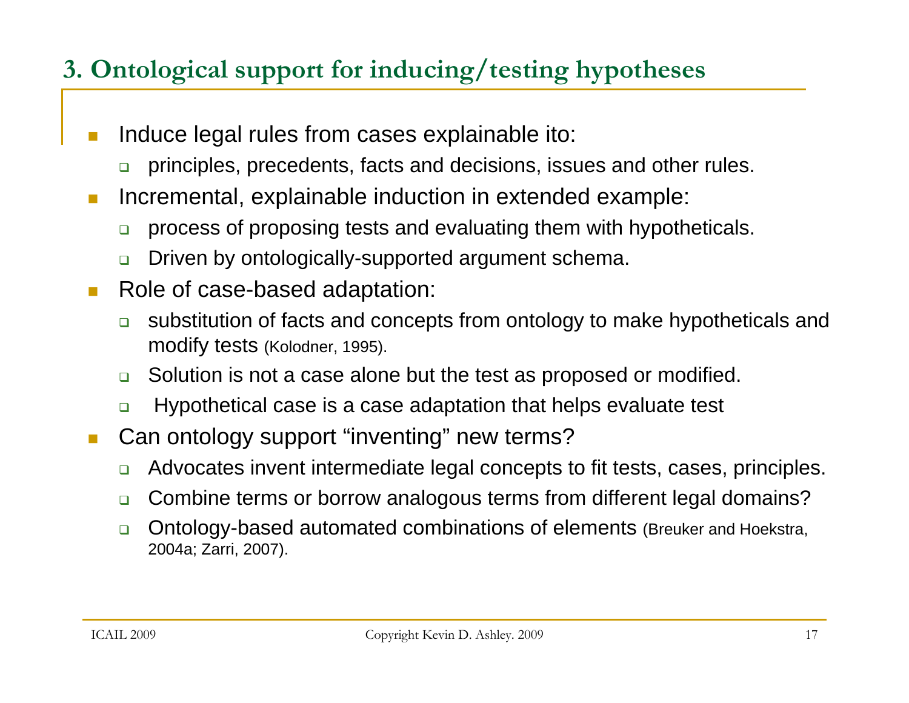## 3. Ontological support for inducing/testing hypotheses

- Induce legal rules from cases explainable ito:
  - principles, precedents, facts and decisions, issues and other rules.
- Incremental, explainable induction in extended example:
  - process of proposing tests and evaluating them with hypotheticals.
  - Driven by ontologically-supported argument schema.
- Role of case-based adaptation:
  - substitution of facts and concepts from ontology to make hypotheticals and modify tests (Kolodner, 1995).
  - Solution is not a case alone but the test as proposed or modified.
  - Hypothetical case is a case adaptation that helps evaluate test
- Can ontology support "inventing" new terms?
  - Advocates invent intermediate legal concepts to fit tests, cases, principles.
  - Combine terms or borrow analogous terms from different legal domains?
  - Ontology-based automated combinations of elements (Breuker and Hoekstra, 2004a; Zarri, 2007).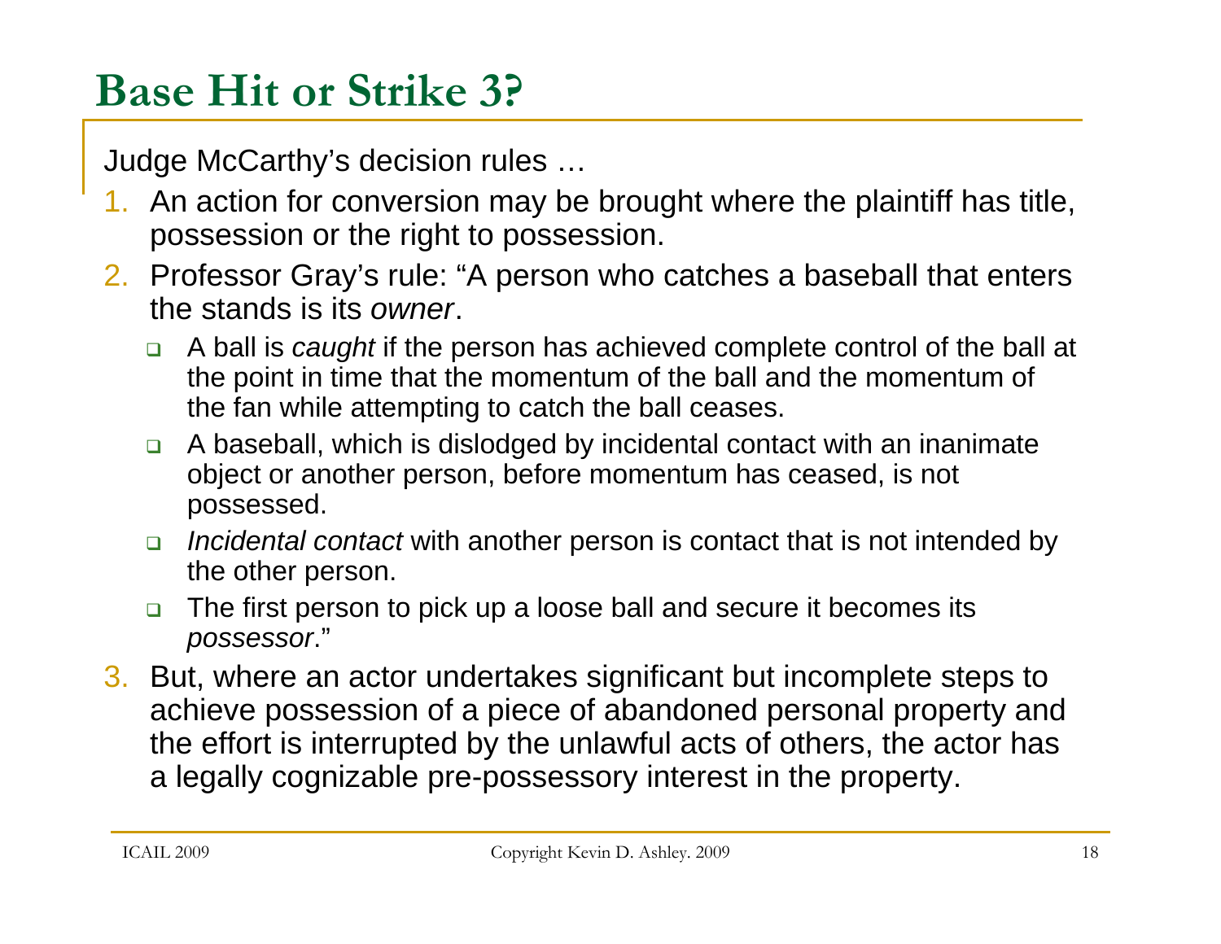# Base Hit or Strike 3?

Judge McCarthy's decision rules …

1. An action for conversion may be brought where the plaintiff has title, possession or the right to possession.
2. Professor Gray's rule: "A person who catches a baseball that enters the stands is its *owner*.
   - A ball is *caught* if the person has achieved complete control of the ball at the point in time that the momentum of the ball and the momentum of the fan while attempting to catch the ball ceases.
   - A baseball, which is dislodged by incidental contact with an inanimate object or another person, before momentum has ceased, is not possessed.
   - *Incidental contact* with another person is contact that is not intended by the other person.
   - The first person to pick up a loose ball and secure it becomes its *possessor*."
3. But, where an actor undertakes significant but incomplete steps to achieve possession of a piece of abandoned personal property and the effort is interrupted by the unlawful acts of others, the actor has a legally cognizable pre-possessory interest in the property.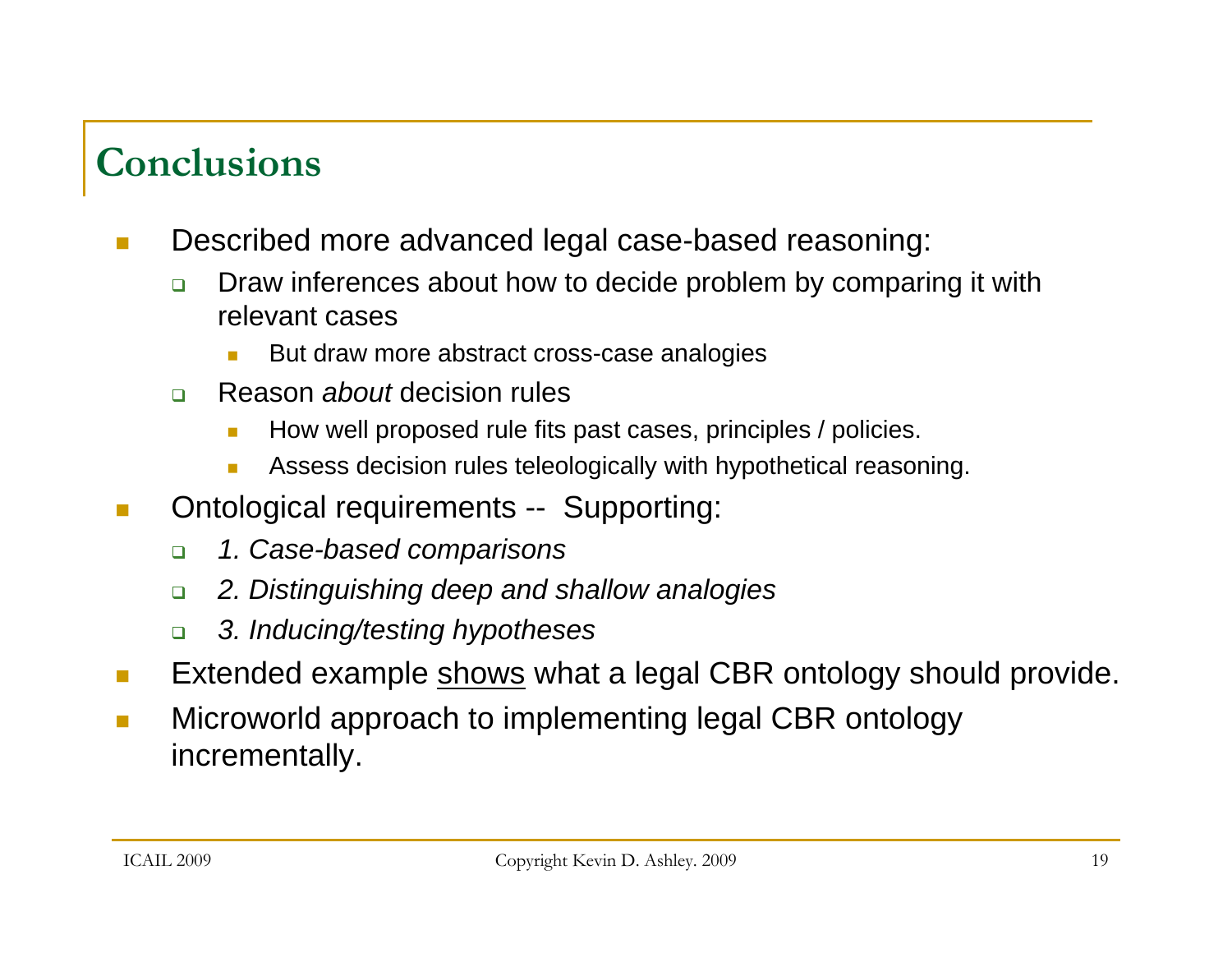## Conclusions

- Described more advanced legal case-based reasoning:
  - Draw inferences about how to decide problem by comparing it with relevant cases
    - But draw more abstract cross-case analogies
  - Reason *about* decision rules
    - How well proposed rule fits past cases, principles / policies.
    - Assess decision rules teleologically with hypothetical reasoning.
- Ontological requirements -- Supporting:
  - *1. Case-based comparisons*
  - *2. Distinguishing deep and shallow analogies*
  - *3. Inducing/testing hypotheses*
- Extended example <u>shows</u> what a legal CBR ontology should provide.
- Microworld approach to implementing legal CBR ontology incrementally.